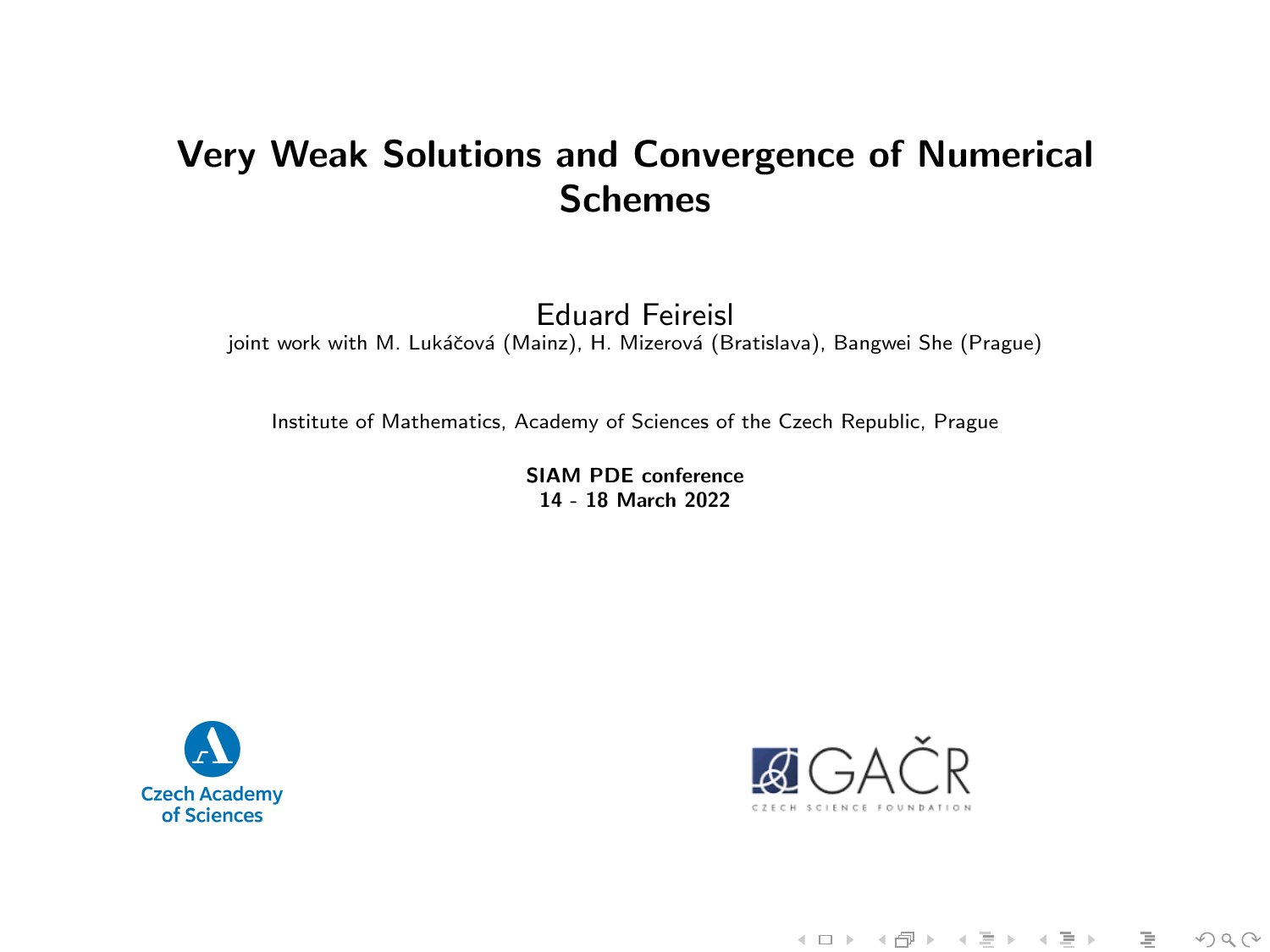# Very Weak Solutions and Convergence of Numerical Schemes

Eduard Feireisl

joint work with M. Lukáčová (Mainz), H. Mizerová (Bratislava), Bangwei She (Prague)

Institute of Mathematics, Academy of Sciences of the Czech Republic, Prague

**SIAM PDE conference**
**14 - 18 March 2022**

Czech Academy of Sciences

GAČR
CZECH SCIENCE FOUNDATION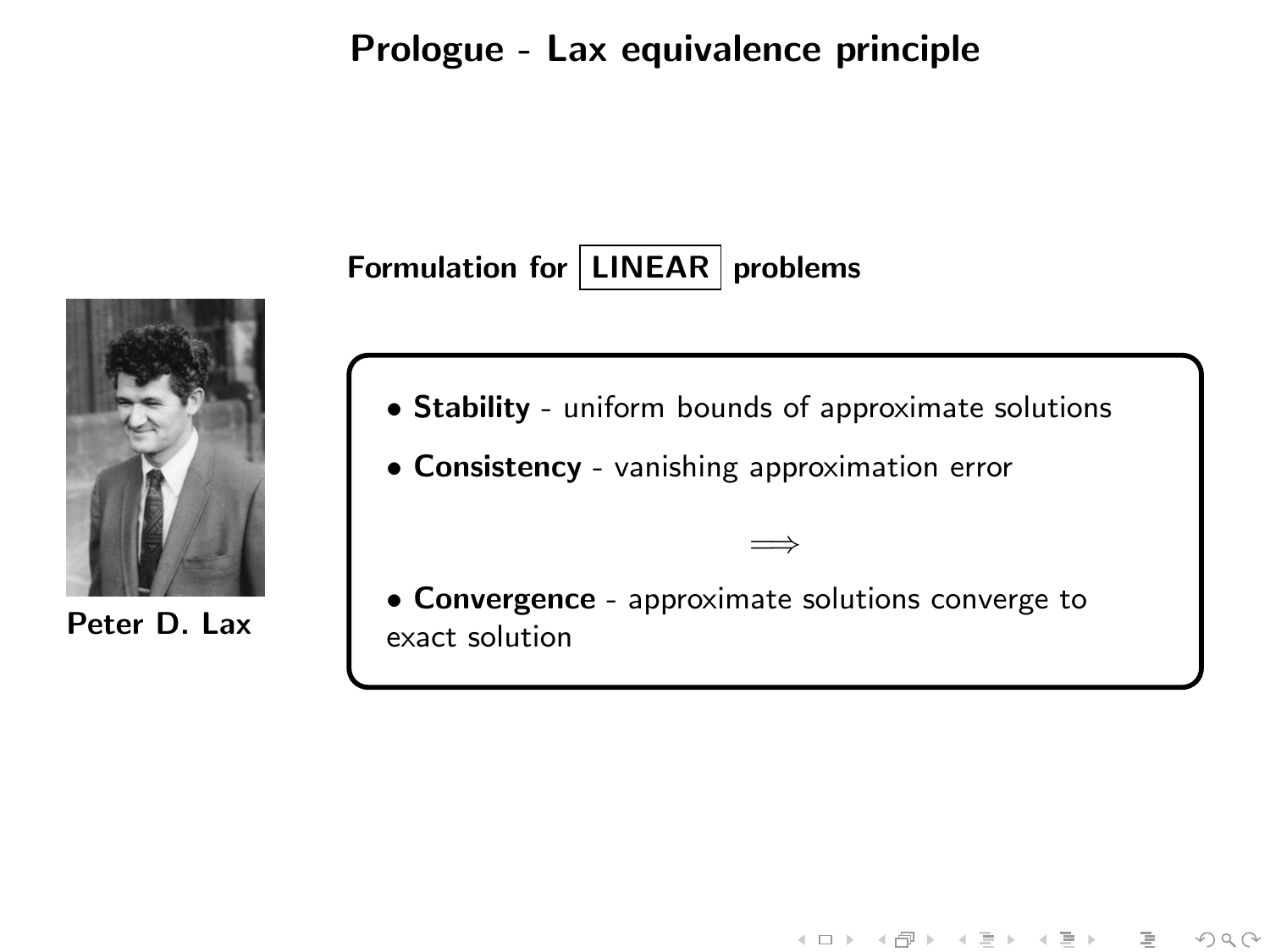# Prologue - Lax equivalence principle

**Formulation for LINEAR problems**

Peter D. Lax

- **Stability** - uniform bounds of approximate solutions
- **Consistency** - vanishing approximation error

$$\Longrightarrow$$

- **Convergence** - approximate solutions converge to exact solution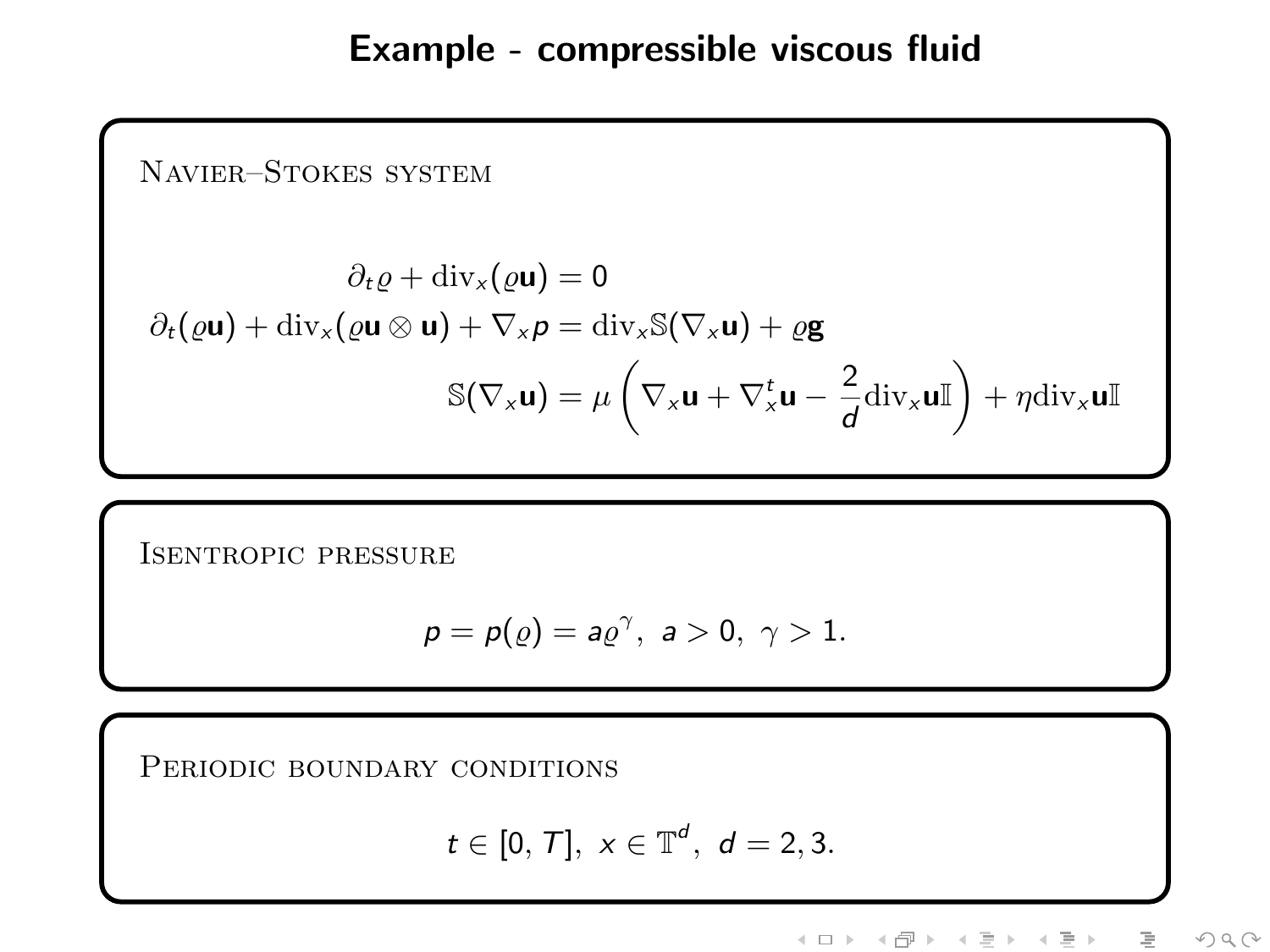# Example - compressible viscous fluid

**Navier–Stokes system**

$$
\begin{aligned}
\partial_t \varrho + \mathrm{div}_x(\varrho \mathbf{u}) &= 0 \\
\partial_t(\varrho \mathbf{u}) + \mathrm{div}_x(\varrho \mathbf{u} \otimes \mathbf{u}) + \nabla_x p &= \mathrm{div}_x \mathbb{S}(\nabla_x \mathbf{u}) + \varrho \mathbf{g} \\
\mathbb{S}(\nabla_x \mathbf{u}) &= \mu \left( \nabla_x \mathbf{u} + \nabla_x^t \mathbf{u} - \frac{2}{d} \mathrm{div}_x \mathbf{u} \mathbb{I} \right) + \eta \mathrm{div}_x \mathbf{u} \mathbb{I}
\end{aligned}
$$

**Isentropic pressure**

$$
p = p(\varrho) = a\varrho^\gamma, \ a > 0, \ \gamma > 1.
$$

**Periodic boundary conditions**

$$
t \in [0, T], \ x \in \mathbb{T}^d, \ d = 2, 3.
$$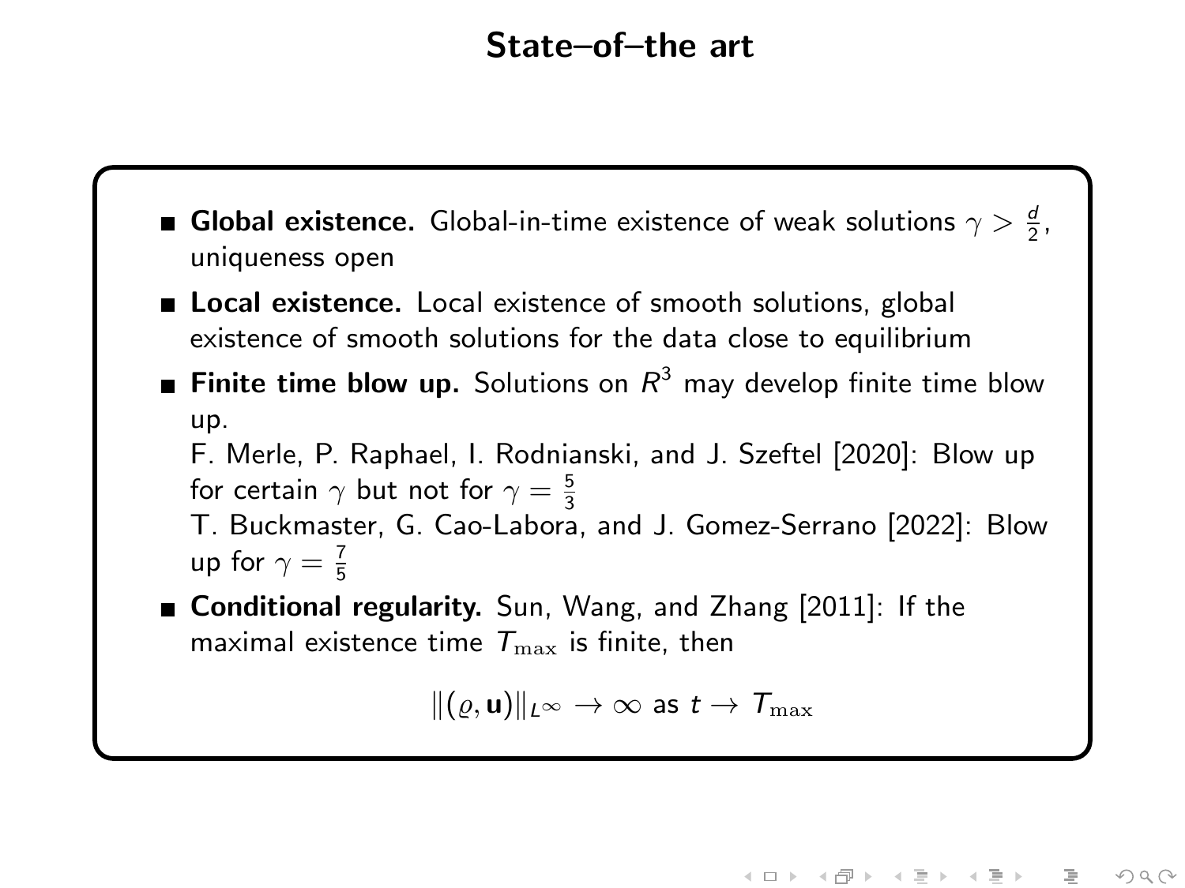# State–of–the art

- **Global existence.** Global-in-time existence of weak solutions $\gamma > \frac{d}{2}$, uniqueness open
- **Local existence.** Local existence of smooth solutions, global existence of smooth solutions for the data close to equilibrium
- **Finite time blow up.** Solutions on $R^3$ may develop finite time blow up.
  F. Merle, P. Raphael, I. Rodnianski, and J. Szeftel [2020]: Blow up for certain $\gamma$ but not for $\gamma = \frac{5}{3}$
  T. Buckmaster, G. Cao-Labora, and J. Gomez-Serrano [2022]: Blow up for $\gamma = \frac{7}{5}$
- **Conditional regularity.** Sun, Wang, and Zhang [2011]: If the maximal existence time $T_{\max}$ is finite, then

$$\|(\varrho, \mathbf{u})\|_{L^\infty} \to \infty \text{ as } t \to T_{\max}$$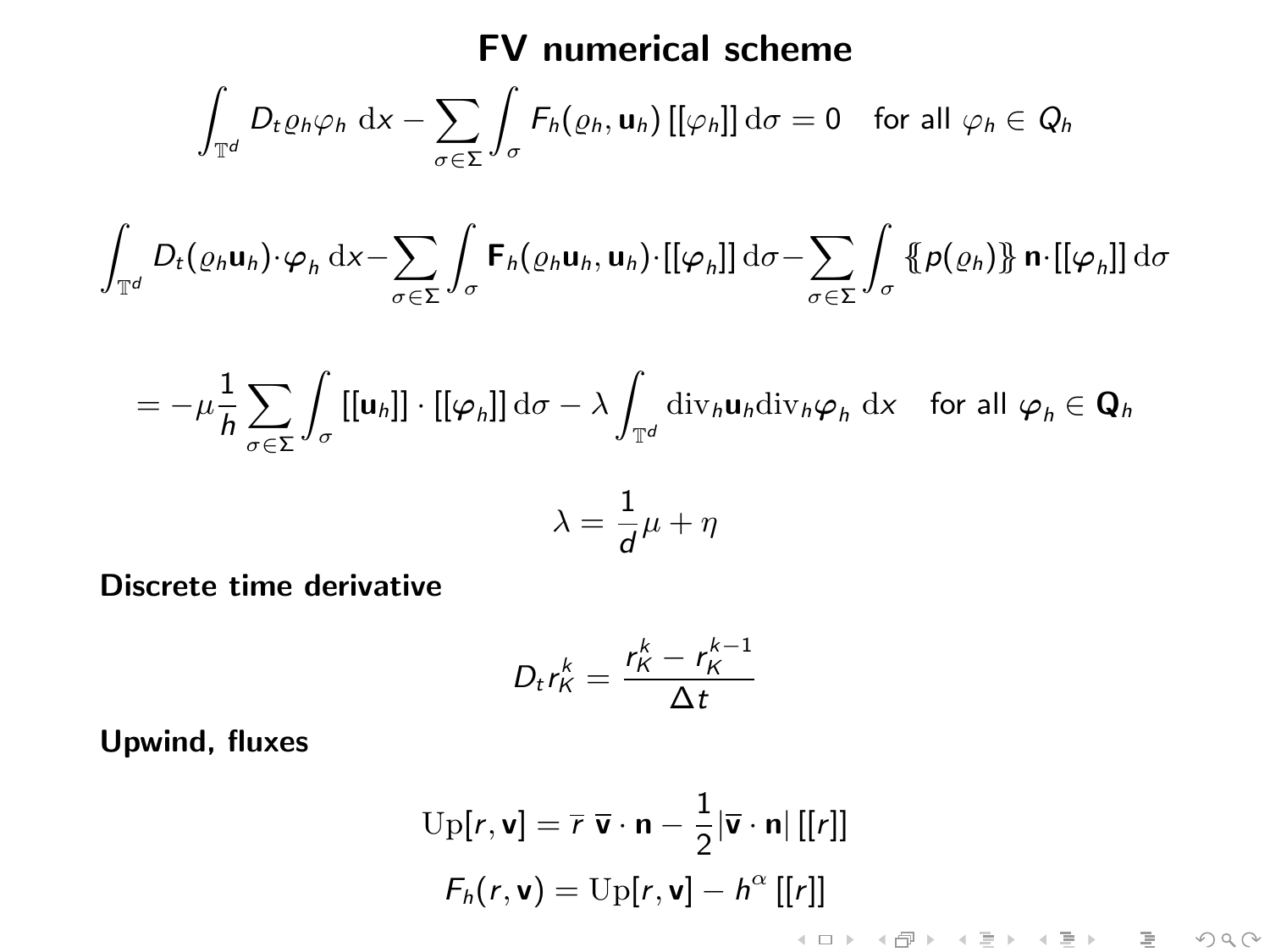# FV numerical scheme

$$\int_{\mathbb{T}^d} D_t \varrho_h \varphi_h \, \mathrm{d}x - \sum_{\sigma \in \Sigma} \int_\sigma F_h(\varrho_h, \mathbf{u}_h) \, [[\varphi_h]] \, \mathrm{d}\sigma = 0 \quad \text{for all } \varphi_h \in Q_h$$

$$\int_{\mathbb{T}^d} D_t(\varrho_h \mathbf{u}_h) \cdot \boldsymbol{\varphi}_h \, \mathrm{d}x - \sum_{\sigma \in \Sigma} \int_\sigma \mathbf{F}_h(\varrho_h \mathbf{u}_h, \mathbf{u}_h) \cdot [[\boldsymbol{\varphi}_h]] \, \mathrm{d}\sigma - \sum_{\sigma \in \Sigma} \int_\sigma \{\!\{ p(\varrho_h) \}\!\} \, \mathbf{n} \cdot [[\boldsymbol{\varphi}_h]] \, \mathrm{d}\sigma$$

$$= -\mu \frac{1}{h} \sum_{\sigma \in \Sigma} \int_\sigma [[\mathbf{u}_h]] \cdot [[\boldsymbol{\varphi}_h]] \, \mathrm{d}\sigma - \lambda \int_{\mathbb{T}^d} \mathrm{div}_h \mathbf{u}_h \mathrm{div}_h \boldsymbol{\varphi}_h \, \mathrm{d}x \quad \text{for all } \boldsymbol{\varphi}_h \in \mathbf{Q}_h$$

$$\lambda = \frac{1}{d} \mu + \eta$$

**Discrete time derivative**

$$D_t r_K^k = \frac{r_K^k - r_K^{k-1}}{\Delta t}$$

**Upwind, fluxes**

$$\mathrm{Up}[r, \mathbf{v}] = \overline{r} \; \overline{\mathbf{v}} \cdot \mathbf{n} - \frac{1}{2} |\overline{\mathbf{v}} \cdot \mathbf{n}| \, [[r]]$$

$$F_h(r, \mathbf{v}) = \mathrm{Up}[r, \mathbf{v}] - h^\alpha \, [[r]]$$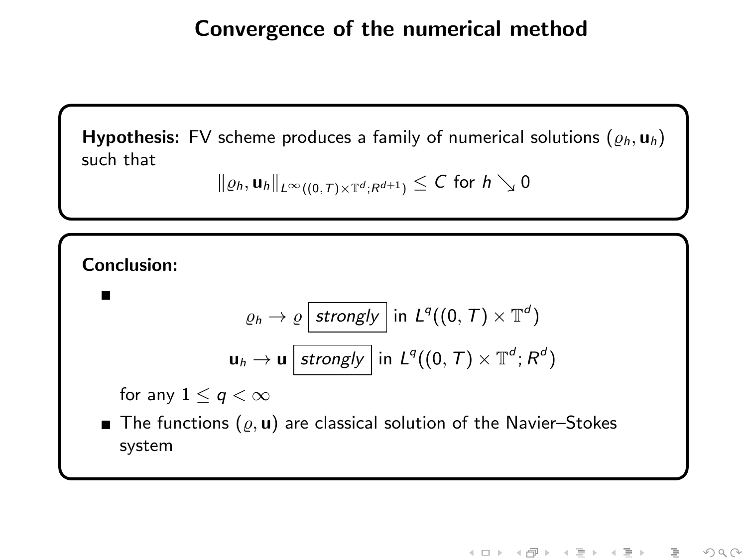# Convergence of the numerical method

**Hypothesis:** FV scheme produces a family of numerical solutions $(\varrho_h, \mathbf{u}_h)$ such that

$$\|\varrho_h, \mathbf{u}_h\|_{L^\infty((0,T)\times\mathbb{T}^d;R^{d+1})} \leq C \text{ for } h \searrow 0$$

**Conclusion:**

- $$\varrho_h \to \varrho \; \boxed{\textit{strongly}} \text{ in } L^q((0,T)\times\mathbb{T}^d)$$
  $$\mathbf{u}_h \to \mathbf{u} \; \boxed{\textit{strongly}} \text{ in } L^q((0,T)\times\mathbb{T}^d; R^d)$$
  for any $1 \leq q < \infty$
- The functions $(\varrho, \mathbf{u})$ are classical solution of the Navier–Stokes system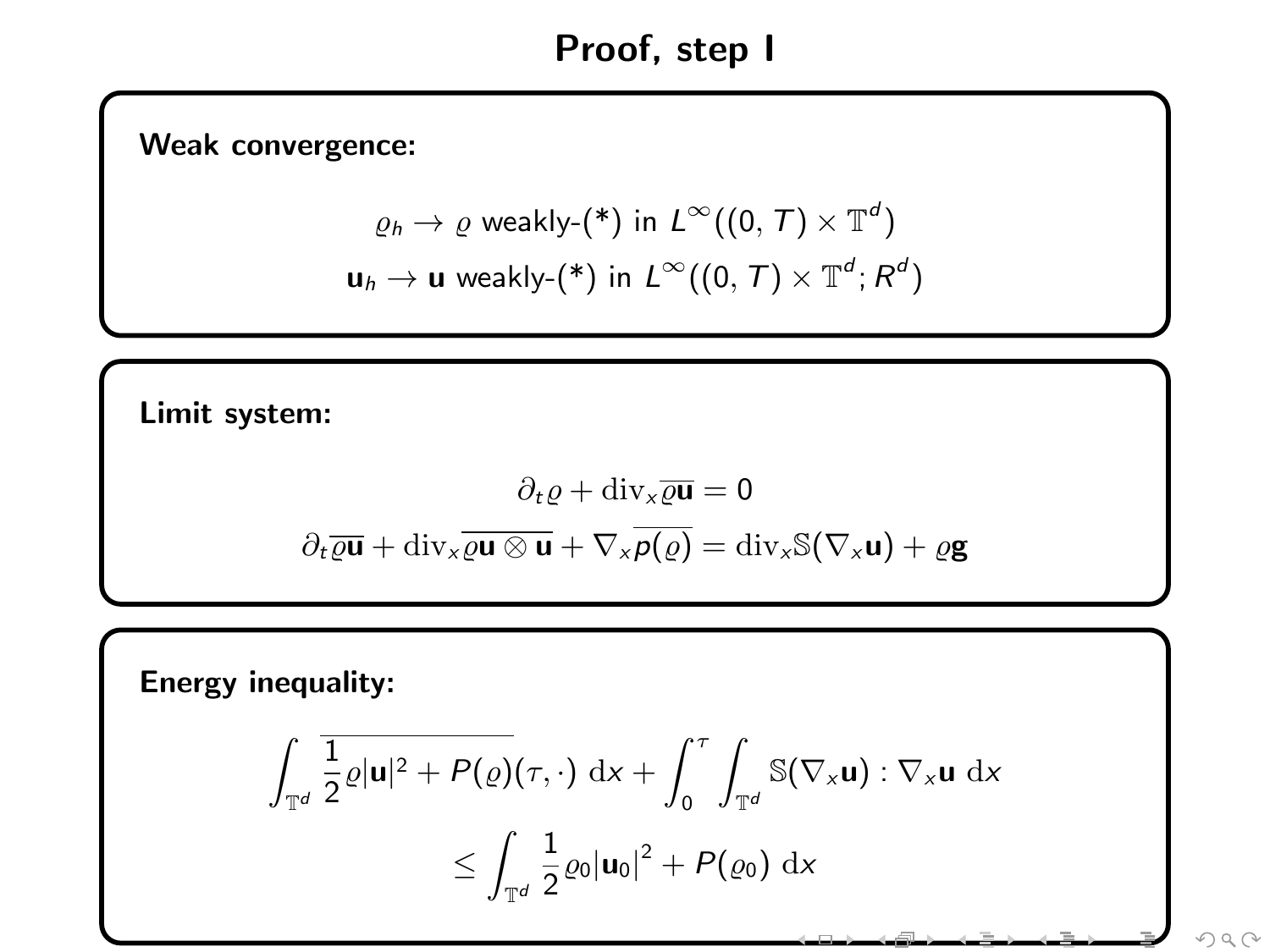# Proof, step I

**Weak convergence:**

$$\varrho_h \to \varrho \text{ weakly-(*) in } L^\infty((0,T)\times\mathbb{T}^d)$$

$$\mathbf{u}_h \to \mathbf{u} \text{ weakly-(*) in } L^\infty((0,T)\times\mathbb{T}^d; R^d)$$

**Limit system:**

$$\partial_t \varrho + \mathrm{div}_x \overline{\varrho \mathbf{u}} = 0$$

$$\partial_t \overline{\varrho \mathbf{u}} + \mathrm{div}_x \overline{\varrho \mathbf{u} \otimes \mathbf{u}} + \nabla_x \overline{p(\varrho)} = \mathrm{div}_x \mathbb{S}(\nabla_x \mathbf{u}) + \varrho \mathbf{g}$$

**Energy inequality:**

$$\int_{\mathbb{T}^d} \overline{\frac{1}{2}\varrho |\mathbf{u}|^2 + P(\varrho)}(\tau,\cdot)\ \mathrm{d}x + \int_0^\tau \int_{\mathbb{T}^d} \mathbb{S}(\nabla_x \mathbf{u}) : \nabla_x \mathbf{u}\ \mathrm{d}x$$

$$\leq \int_{\mathbb{T}^d} \frac{1}{2}\varrho_0 |\mathbf{u}_0|^2 + P(\varrho_0)\ \mathrm{d}x$$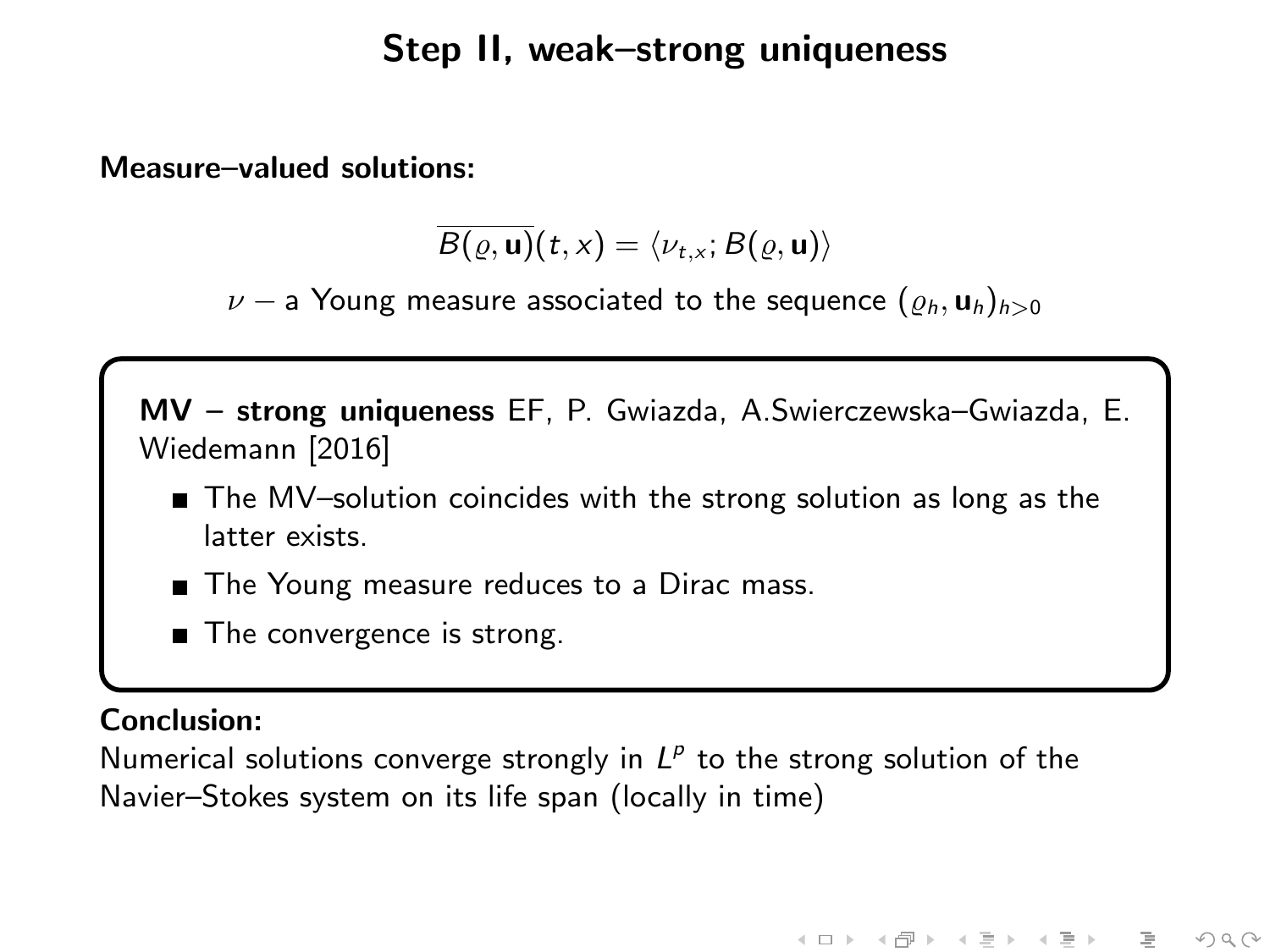# Step II, weak–strong uniqueness

**Measure–valued solutions:**

$$\overline{B(\varrho, \mathbf{u})}(t,x) = \langle \nu_{t,x}; B(\varrho, \mathbf{u}) \rangle$$

$\nu$ – a Young measure associated to the sequence $(\varrho_h, \mathbf{u}_h)_{h>0}$

**MV – strong uniqueness** EF, P. Gwiazda, A.Swierczewska–Gwiazda, E. Wiedemann [2016]

- The MV–solution coincides with the strong solution as long as the latter exists.
- The Young measure reduces to a Dirac mass.
- The convergence is strong.

**Conclusion:**
Numerical solutions converge strongly in $L^p$ to the strong solution of the Navier–Stokes system on its life span (locally in time)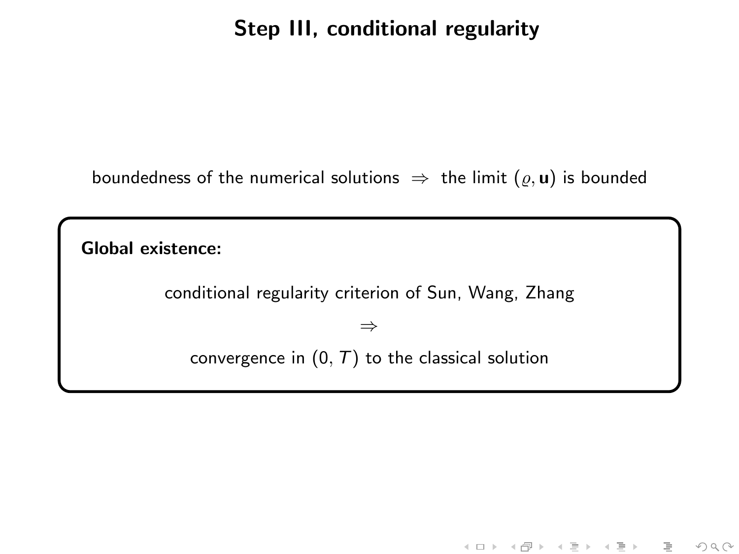# Step III, conditional regularity

boundedness of the numerical solutions $\Rightarrow$ the limit $(\varrho, \mathbf{u})$ is bounded

**Global existence:**

conditional regularity criterion of Sun, Wang, Zhang

$$\Rightarrow$$

convergence in $(0, T)$ to the classical solution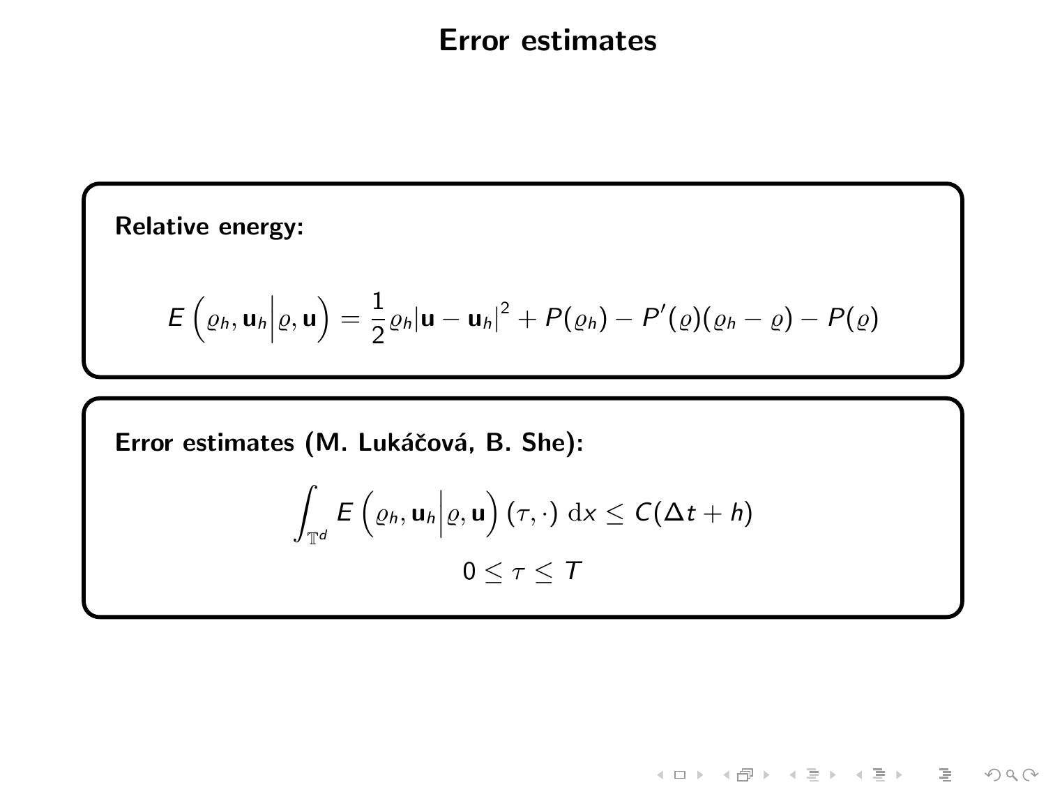# Error estimates

**Relative energy:**

$$E\left(\varrho_h, \mathbf{u}_h \middle| \varrho, \mathbf{u}\right) = \frac{1}{2}\varrho_h|\mathbf{u} - \mathbf{u}_h|^2 + P(\varrho_h) - P'(\varrho)(\varrho_h - \varrho) - P(\varrho)$$

**Error estimates (M. Lukáčová, B. She):**

$$\int_{\mathbb{T}^d} E\left(\varrho_h, \mathbf{u}_h \middle| \varrho, \mathbf{u}\right)(\tau, \cdot)\, \mathrm{d}x \leq C(\Delta t + h)$$

$$0 \leq \tau \leq T$$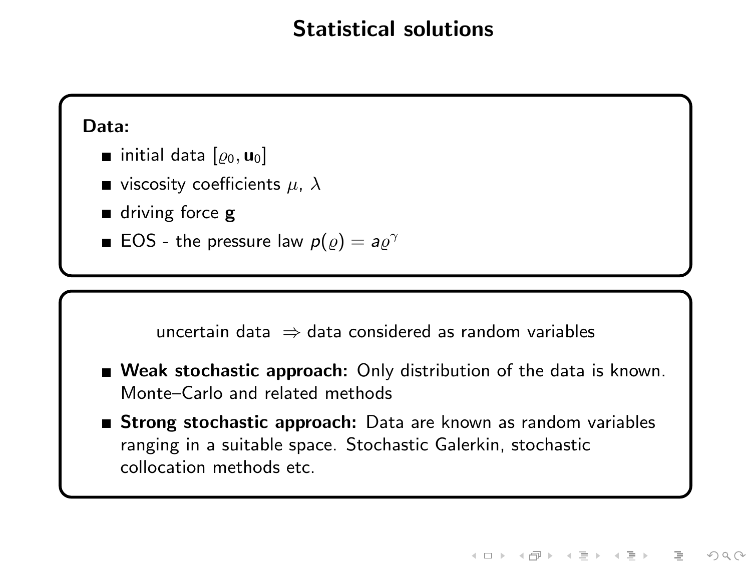# Statistical solutions

**Data:**

- initial data $[\varrho_0, \mathbf{u}_0]$
- viscosity coefficients $\mu$, $\lambda$
- driving force $\mathbf{g}$
- EOS - the pressure law $p(\varrho) = a\varrho^\gamma$

uncertain data $\Rightarrow$ data considered as random variables

- **Weak stochastic approach:** Only distribution of the data is known. Monte–Carlo and related methods
- **Strong stochastic approach:** Data are known as random variables ranging in a suitable space. Stochastic Galerkin, stochastic collocation methods etc.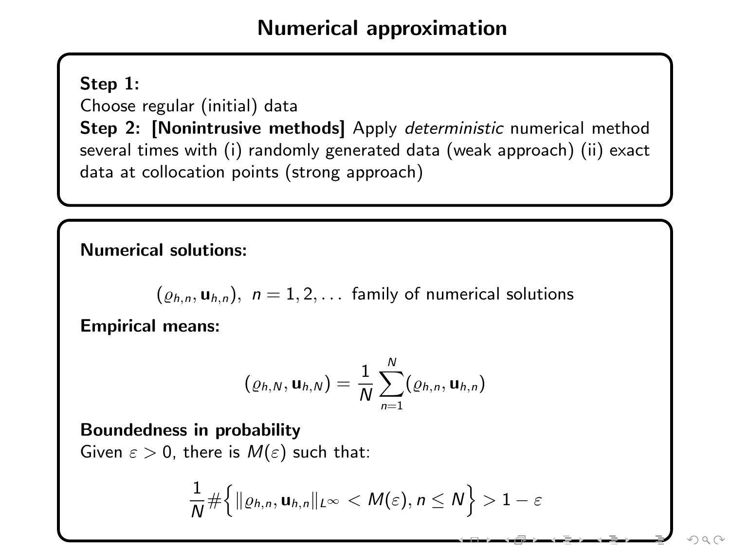# Numerical approximation

**Step 1:**
Choose regular (initial) data
**Step 2: [Nonintrusive methods]** Apply *deterministic* numerical method several times with (i) randomly generated data (weak approach) (ii) exact data at collocation points (strong approach)

**Numerical solutions:**

$$(\varrho_{h,n}, \mathbf{u}_{h,n}), \ n = 1, 2, \dots \ \text{family of numerical solutions}$$

**Empirical means:**

$$(\varrho_{h,N}, \mathbf{u}_{h,N}) = \frac{1}{N} \sum_{n=1}^{N} (\varrho_{h,n}, \mathbf{u}_{h,n})$$

**Boundedness in probability**
Given $\varepsilon > 0$, there is $M(\varepsilon)$ such that:

$$\frac{1}{N} \# \Big\{ \|\varrho_{h,n}, \mathbf{u}_{h,n}\|_{L^\infty} < M(\varepsilon), n \leq N \Big\} > 1 - \varepsilon$$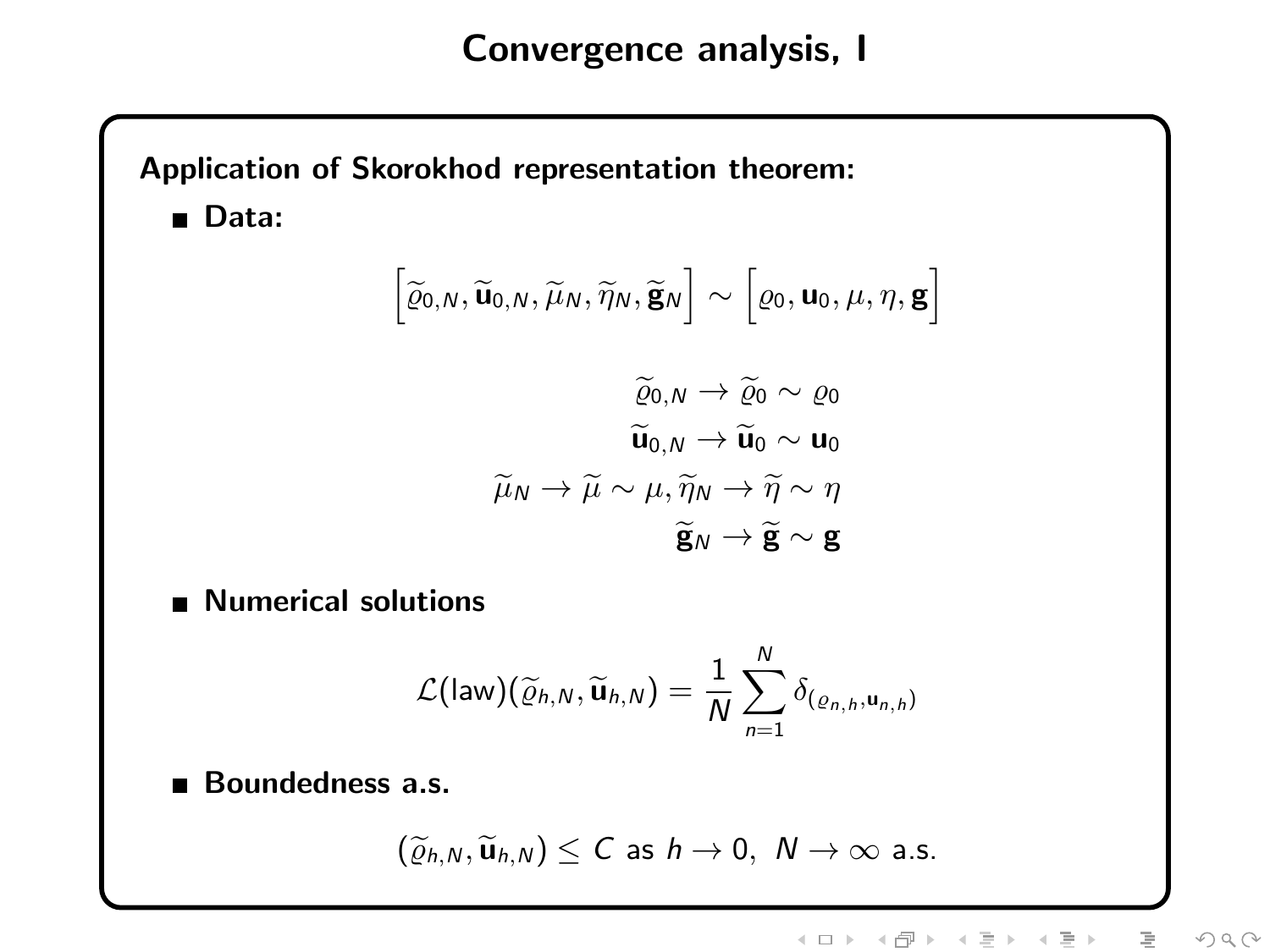# Convergence analysis, I

**Application of Skorokhod representation theorem:**

- **Data:**

$$\left[\widetilde{\varrho}_{0,N}, \widetilde{\mathbf{u}}_{0,N}, \widetilde{\mu}_N, \widetilde{\eta}_N, \widetilde{\mathbf{g}}_N\right] \sim \left[\varrho_0, \mathbf{u}_0, \mu, \eta, \mathbf{g}\right]$$

$$\begin{aligned}
\widetilde{\varrho}_{0,N} &\to \widetilde{\varrho}_0 \sim \varrho_0 \\
\widetilde{\mathbf{u}}_{0,N} &\to \widetilde{\mathbf{u}}_0 \sim \mathbf{u}_0 \\
\widetilde{\mu}_N \to \widetilde{\mu} \sim \mu, \widetilde{\eta}_N &\to \widetilde{\eta} \sim \eta \\
\widetilde{\mathbf{g}}_N &\to \widetilde{\mathbf{g}} \sim \mathbf{g}
\end{aligned}$$

- **Numerical solutions**

$$\mathcal{L}(\text{law})(\widetilde{\varrho}_{h,N}, \widetilde{\mathbf{u}}_{h,N}) = \frac{1}{N} \sum_{n=1}^{N} \delta_{(\varrho_{n,h}, \mathbf{u}_{n,h})}$$

- **Boundedness a.s.**

$$(\widetilde{\varrho}_{h,N}, \widetilde{\mathbf{u}}_{h,N}) \leq C \text{ as } h \to 0, \ N \to \infty \text{ a.s.}$$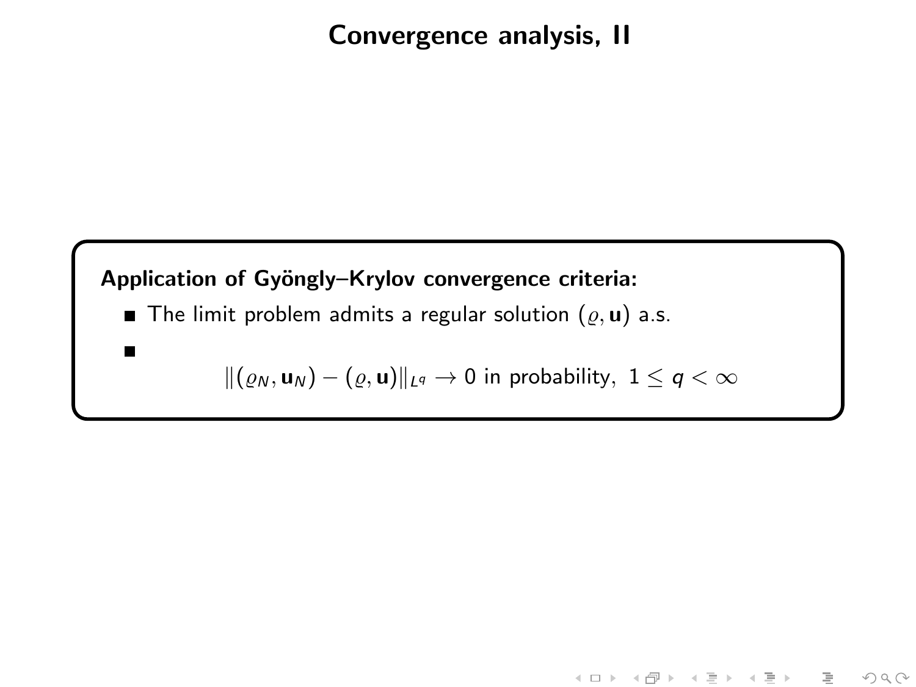# Convergence analysis, II

**Application of Gyöngly–Krylov convergence criteria:**

- The limit problem admits a regular solution $(\varrho, \mathbf{u})$ a.s.
- $$\|(\varrho_N, \mathbf{u}_N) - (\varrho, \mathbf{u})\|_{L^q} \to 0 \text{ in probability, } 1 \leq q < \infty$$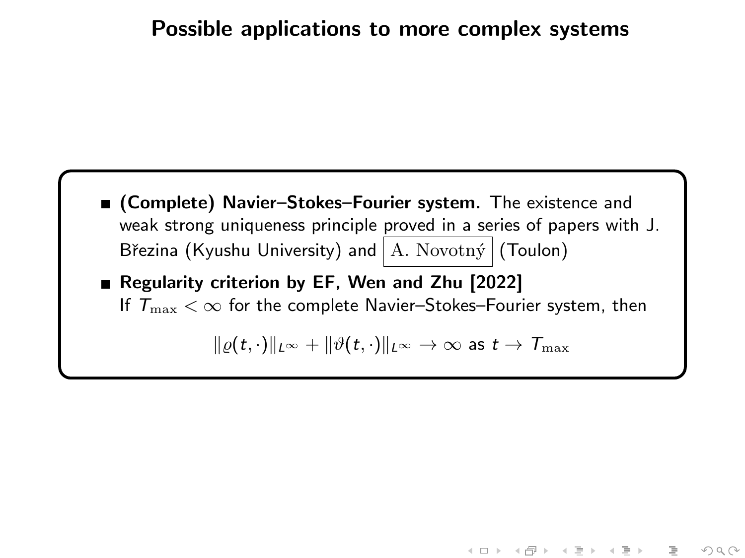# Possible applications to more complex systems

- **(Complete) Navier–Stokes–Fourier system.** The existence and weak strong uniqueness principle proved in a series of papers with J. Březina (Kyushu University) and A. Novotný (Toulon)
- **Regularity criterion by EF, Wen and Zhu [2022]**
  If $T_{\max} < \infty$ for the complete Navier–Stokes–Fourier system, then

$$\|\varrho(t,\cdot)\|_{L^\infty} + \|\vartheta(t,\cdot)\|_{L^\infty} \to \infty \text{ as } t \to T_{\max}$$